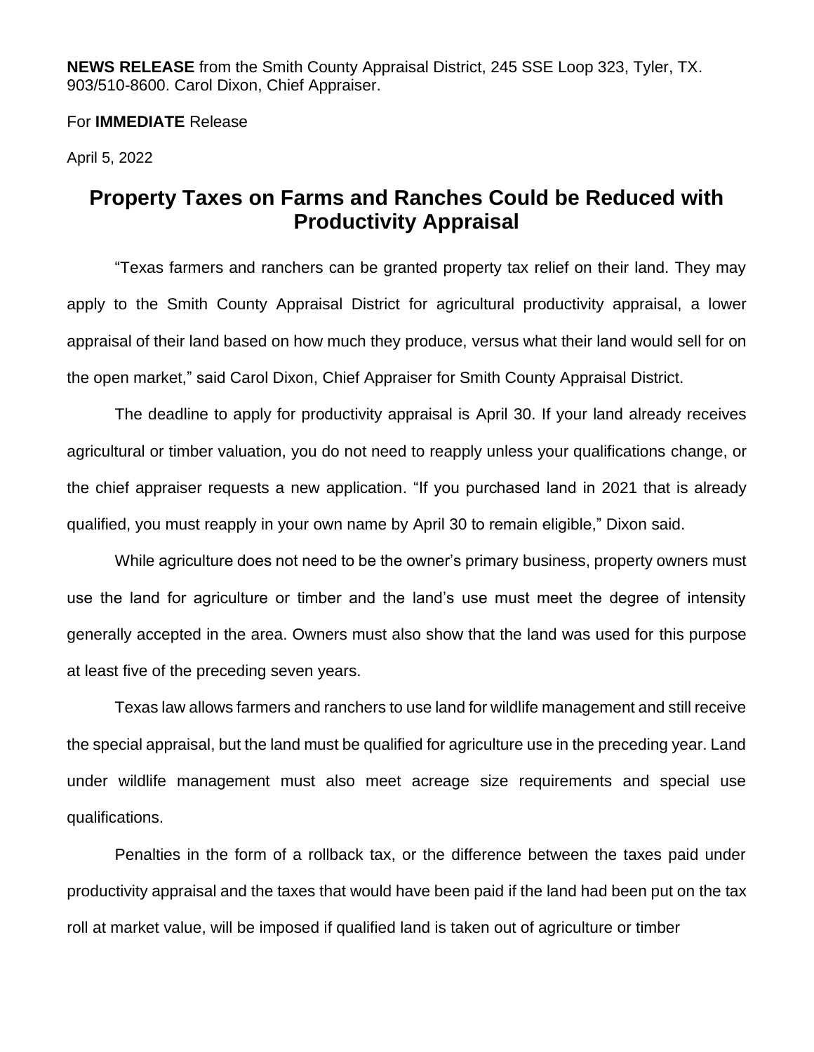**NEWS RELEASE** from the Smith County Appraisal District, 245 SSE Loop 323, Tyler, TX. 903/510-8600. Carol Dixon, Chief Appraiser.

For **IMMEDIATE** Release

April 5, 2022

# Property Taxes on Farms and Ranches Could be Reduced with Productivity Appraisal

"Texas farmers and ranchers can be granted property tax relief on their land. They may apply to the Smith County Appraisal District for agricultural productivity appraisal, a lower appraisal of their land based on how much they produce, versus what their land would sell for on the open market," said Carol Dixon, Chief Appraiser for Smith County Appraisal District.

The deadline to apply for productivity appraisal is April 30. If your land already receives agricultural or timber valuation, you do not need to reapply unless your qualifications change, or the chief appraiser requests a new application. "If you purchased land in 2021 that is already qualified, you must reapply in your own name by April 30 to remain eligible," Dixon said.

While agriculture does not need to be the owner's primary business, property owners must use the land for agriculture or timber and the land's use must meet the degree of intensity generally accepted in the area. Owners must also show that the land was used for this purpose at least five of the preceding seven years.

Texas law allows farmers and ranchers to use land for wildlife management and still receive the special appraisal, but the land must be qualified for agriculture use in the preceding year. Land under wildlife management must also meet acreage size requirements and special use qualifications.

Penalties in the form of a rollback tax, or the difference between the taxes paid under productivity appraisal and the taxes that would have been paid if the land had been put on the tax roll at market value, will be imposed if qualified land is taken out of agriculture or timber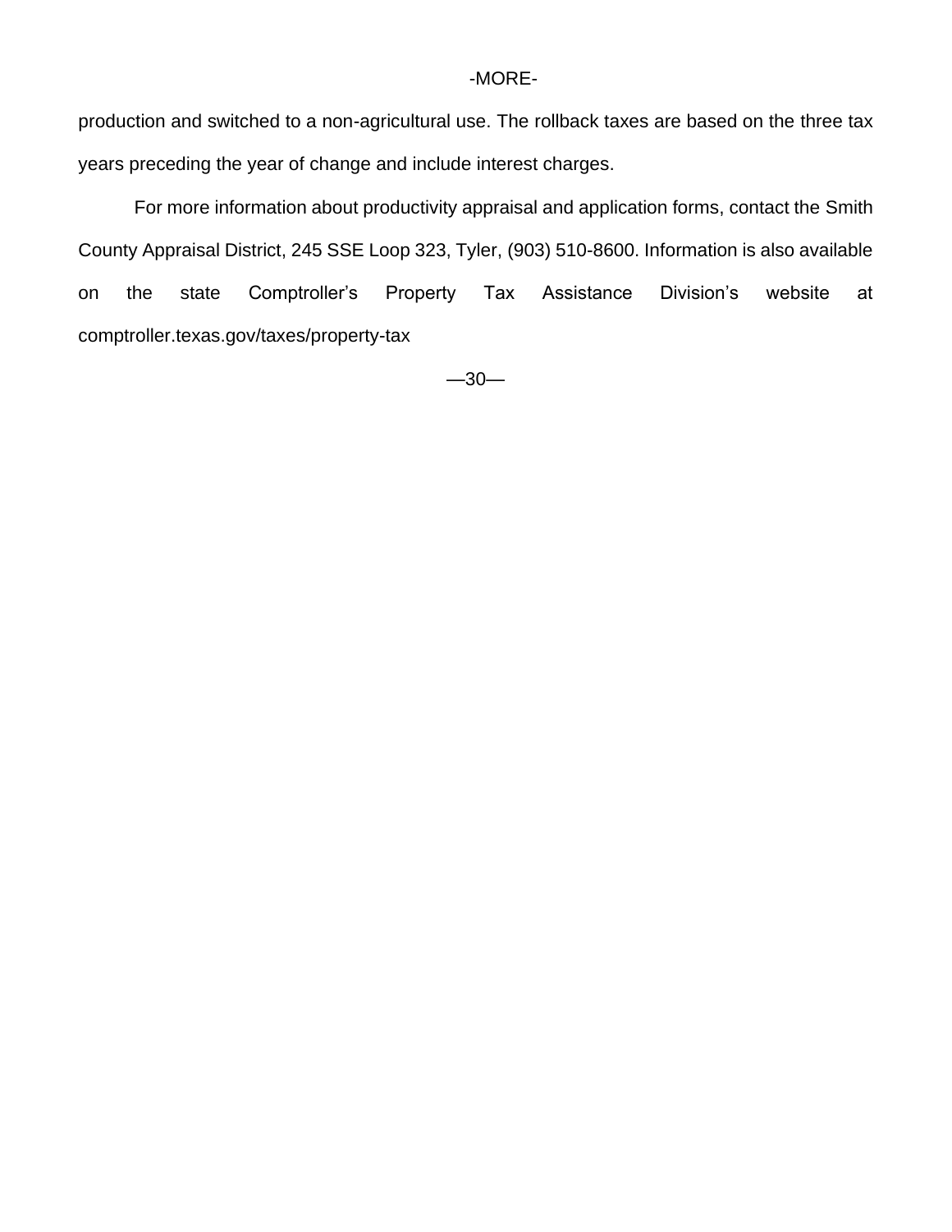-MORE-

production and switched to a non-agricultural use. The rollback taxes are based on the three tax years preceding the year of change and include interest charges.

For more information about productivity appraisal and application forms, contact the Smith County Appraisal District, 245 SSE Loop 323, Tyler, (903) 510-8600. Information is also available on the state Comptroller's Property Tax Assistance Division's website at comptroller.texas.gov/taxes/property-tax

—30—